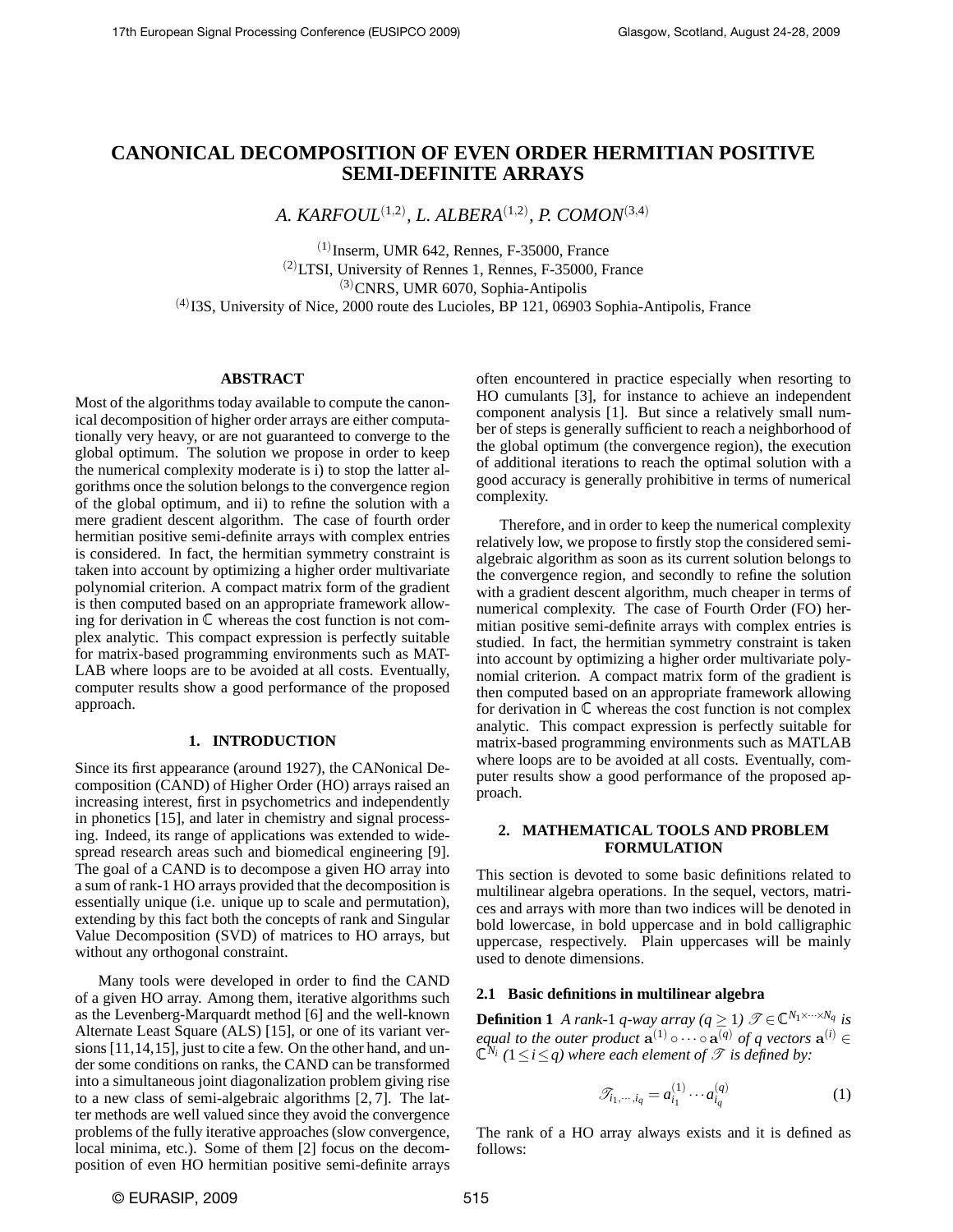# CANONICAL DECOMPOSITION OF EVEN ORDER HERMITIAN POSITIVE SEMI-DEFINITE ARRAYS

*A. KARFOUL*[1,2]*, L. ALBERA*[1,2]*, P. COMON*[3,4]

[1]Inserm, UMR 642, Rennes, F-35000, France
[2]LTSI, University of Rennes 1, Rennes, F-35000, France
[3]CNRS, UMR 6070, Sophia-Antipolis
[4]I3S, University of Nice, 2000 route des Lucioles, BP 121, 06903 Sophia-Antipolis, France

## ABSTRACT

Most of the algorithms today available to compute the canonical decomposition of higher order arrays are either computationally very heavy, or are not guaranteed to converge to the global optimum. The solution we propose in order to keep the numerical complexity moderate is i) to stop the latter algorithms once the solution belongs to the convergence region of the global optimum, and ii) to refine the solution with a mere gradient descent algorithm. The case of fourth order hermitian positive semi-definite arrays with complex entries is considered. In fact, the hermitian symmetry constraint is taken into account by optimizing a higher order multivariate polynomial criterion. A compact matrix form of the gradient is then computed based on an appropriate framework allowing for derivation in $\mathbb{C}$ whereas the cost function is not complex analytic. This compact expression is perfectly suitable for matrix-based programming environments such as MATLAB where loops are to be avoided at all costs. Eventually, computer results show a good performance of the proposed approach.

## 1. INTRODUCTION

Since its first appearance (around 1927), the CANonical Decomposition (CAND) of Higher Order (HO) arrays raised an increasing interest, first in psychometrics and independently in phonetics [15], and later in chemistry and signal processing. Indeed, its range of applications was extended to widespread research areas such and biomedical engineering [9]. The goal of a CAND is to decompose a given HO array into a sum of rank-1 HO arrays provided that the decomposition is essentially unique (i.e. unique up to scale and permutation), extending by this fact both the concepts of rank and Singular Value Decomposition (SVD) of matrices to HO arrays, but without any orthogonal constraint.

Many tools were developed in order to find the CAND of a given HO array. Among them, iterative algorithms such as the Levenberg-Marquardt method [6] and the well-known Alternate Least Square (ALS) [15], or one of its variant versions [11,14,15], just to cite a few. On the other hand, and under some conditions on ranks, the CAND can be transformed into a simultaneous joint diagonalization problem giving rise to a new class of semi-algebraic algorithms [2, 7]. The latter methods are well valued since they avoid the convergence problems of the fully iterative approaches (slow convergence, local minima, etc.). Some of them [2] focus on the decomposition of even HO hermitian positive semi-definite arrays often encountered in practice especially when resorting to HO cumulants [3], for instance to achieve an independent component analysis [1]. But since a relatively small number of steps is generally sufficient to reach a neighborhood of the global optimum (the convergence region), the execution of additional iterations to reach the optimal solution with a good accuracy is generally prohibitive in terms of numerical complexity.

Therefore, and in order to keep the numerical complexity relatively low, we propose to firstly stop the considered semi-algebraic algorithm as soon as its current solution belongs to the convergence region, and secondly to refine the solution with a gradient descent algorithm, much cheaper in terms of numerical complexity. The case of Fourth Order (FO) hermitian positive semi-definite arrays with complex entries is studied. In fact, the hermitian symmetry constraint is taken into account by optimizing a higher order multivariate polynomial criterion. A compact matrix form of the gradient is then computed based on an appropriate framework allowing for derivation in $\mathbb{C}$ whereas the cost function is not complex analytic. This compact expression is perfectly suitable for matrix-based programming environments such as MATLAB where loops are to be avoided at all costs. Eventually, computer results show a good performance of the proposed approach.

## 2. MATHEMATICAL TOOLS AND PROBLEM FORMULATION

This section is devoted to some basic definitions related to multilinear algebra operations. In the sequel, vectors, matrices and arrays with more than two indices will be denoted in bold lowercase, in bold uppercase and in bold calligraphic uppercase, respectively. Plain uppercases will be mainly used to denote dimensions.

### 2.1 Basic definitions in multilinear algebra

**Definition 1** *A rank-1 q-way array ($q \geq 1$) $\mathscr{T} \in \mathbb{C}^{N_1 \times \cdots \times N_q}$ is equal to the outer product $\mathbf{a}^{(1)} \circ \cdots \circ \mathbf{a}^{(q)}$ of q vectors $\mathbf{a}^{(i)} \in \mathbb{C}^{N_i}$ ($1 \leq i \leq q$) where each element of $\mathscr{T}$ is defined by:*

$$\mathscr{T}_{i_1,\cdots,i_q} = a_{i_1}^{(1)} \cdots a_{i_q}^{(q)} \tag{1}$$

The rank of a HO array always exists and it is defined as follows: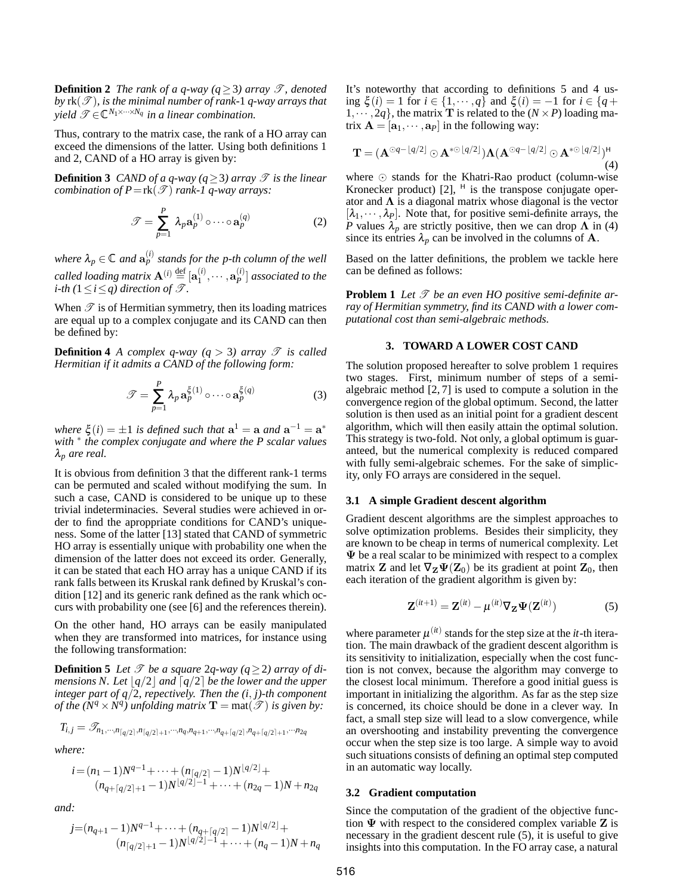**Definition 2** *The rank of a q-way ($q \geq 3$) array $\mathscr{T}$, denoted by $\mathrm{rk}(\mathscr{T})$, is the minimal number of rank-1 q-way arrays that yield $\mathscr{T} \in \mathbb{C}^{N_1 \times \cdots \times N_q}$ in a linear combination.*

Thus, contrary to the matrix case, the rank of a HO array can exceed the dimensions of the latter. Using both definitions 1 and 2, CAND of a HO array is given by:

**Definition 3** *CAND of a q-way ($q \geq 3$) array $\mathscr{T}$ is the linear combination of $P = \mathrm{rk}(\mathscr{T})$ rank-1 q-way arrays:*

$$\mathscr{T} = \sum_{p=1}^{P} \lambda_p \mathbf{a}_p^{(1)} \circ \cdots \circ \mathbf{a}_p^{(q)} \tag{2}$$

*where $\lambda_p \in \mathbb{C}$ and $\mathbf{a}_p^{(i)}$ stands for the p-th column of the well called loading matrix $\mathbf{A}^{(i)} \stackrel{\text{def}}{=} [\mathbf{a}_1^{(i)}, \cdots, \mathbf{a}_P^{(i)}]$ associated to the i-th ($1 \leq i \leq q$) direction of $\mathscr{T}$.*

When $\mathscr{T}$ is of Hermitian symmetry, then its loading matrices are equal up to a complex conjugate and its CAND can then be defined by:

**Definition 4** *A complex q-way ($q > 3$) array $\mathscr{T}$ is called Hermitian if it admits a CAND of the following form:*

$$\mathscr{T} = \sum_{p=1}^{P} \lambda_p \, \mathbf{a}_p^{\xi(1)} \circ \cdots \circ \mathbf{a}_p^{\xi(q)} \tag{3}$$

*where $\xi(i) = \pm 1$ is defined such that $\mathbf{a}^1 = \mathbf{a}$ and $\mathbf{a}^{-1} = \mathbf{a}^*$ with $^*$ the complex conjugate and where the P scalar values $\lambda_p$ are real.*

It is obvious from definition 3 that the different rank-1 terms can be permuted and scaled without modifying the sum. In such a case, CAND is considered to be unique up to these trivial indeterminacies. Several studies were achieved in order to find the apropriate conditions for CAND's uniqueness. Some of the latter [13] stated that CAND of symmetric HO array is essentially unique with probability one when the dimension of the latter does not exceed its order. Generally, it can be stated that each HO array has a unique CAND if its rank falls between its Kruskal rank defined by Kruskal's condition [12] and its generic rank defined as the rank which occurs with probability one (see [6] and the references therein).

On the other hand, HO arrays can be easily manipulated when they are transformed into matrices, for instance using the following transformation:

**Definition 5** *Let $\mathscr{T}$ be a square $2q$-way ($q \geq 2$) array of dimensions N. Let $\lfloor q/2 \rfloor$ and $\lceil q/2 \rceil$ be the lower and the upper integer part of $q/2$, respectively. Then the $(i, j)$-th component of the ($N^q \times N^q$) unfolding matrix $\mathbf{T} = \mathrm{mat}(\mathscr{T})$ is given by:*

$$T_{i,j} = \mathscr{T}_{n_1,\cdots,n_{\lceil q/2 \rceil}, n_{\lceil q/2 \rceil+1},\cdots,n_q,n_{q+1},\cdots,n_{q+\lceil q/2 \rceil},n_{q+\lceil q/2 \rceil+1},\cdots n_{2q}}$$

*where:*

$$i = (n_1 - 1)N^{q-1} + \cdots + (n_{\lceil q/2 \rceil} - 1)N^{\lfloor q/2 \rfloor} + (n_{q+\lceil q/2 \rceil+1} - 1)N^{\lfloor q/2 \rfloor - 1} + \cdots + (n_{2q} - 1)N + n_{2q}$$

*and:*

$$j = (n_{q+1} - 1)N^{q-1} + \cdots + (n_{q+\lceil q/2 \rceil} - 1)N^{\lfloor q/2 \rfloor} + (n_{\lceil q/2 \rceil+1} - 1)N^{\lfloor q/2 \rfloor - 1} + \cdots + (n_q - 1)N + n_q$$

It's noteworthy that according to definitions 5 and 4 using $\xi(i) = 1$ for $i \in \{1, \cdots, q\}$ and $\xi(i) = -1$ for $i \in \{q+1, \cdots, 2q\}$, the matrix $\mathbf{T}$ is related to the ($N \times P$) loading matrix $\mathbf{A} = [\mathbf{a}_1, \cdots, \mathbf{a}_P]$ in the following way:

$$\mathbf{T} = (\mathbf{A}^{\odot q - \lfloor q/2 \rfloor} \odot \mathbf{A}^{* \odot \lfloor q/2 \rfloor}) \mathbf{\Lambda} (\mathbf{A}^{\odot q - \lfloor q/2 \rfloor} \odot \mathbf{A}^{* \odot \lfloor q/2 \rfloor})^{\mathsf{H}} \tag{4}$$

where $\odot$ stands for the Khatri-Rao product (column-wise Kronecker product) [2], $^{\mathsf{H}}$ is the transpose conjugate operator and $\mathbf{\Lambda}$ is a diagonal matrix whose diagonal is the vector $[\lambda_1, \cdots, \lambda_P]$. Note that, for positive semi-definite arrays, the $P$ values $\lambda_p$ are strictly positive, then we can drop $\mathbf{\Lambda}$ in (4) since its entries $\lambda_p$ can be involved in the columns of $\mathbf{A}$.

Based on the latter definitions, the problem we tackle here can be defined as follows:

**Problem 1** *Let $\mathscr{T}$ be an even HO positive semi-definite array of Hermitian symmetry, find its CAND with a lower computational cost than semi-algebraic methods.*

## 3. TOWARD A LOWER COST CAND

The solution proposed hereafter to solve problem 1 requires two stages. First, minimum number of steps of a semi-algebraic method [2, 7] is used to compute a solution in the convergence region of the global optimum. Second, the latter solution is then used as an initial point for a gradient descent algorithm, which will then easily attain the optimal solution. This strategy is two-fold. Not only, a global optimum is guaranteed, but the numerical complexity is reduced compared with fully semi-algebraic schemes. For the sake of simplicity, only FO arrays are considered in the sequel.

### 3.1 A simple Gradient descent algorithm

Gradient descent algorithms are the simplest approaches to solve optimization problems. Besides their simplicity, they are known to be cheap in terms of numerical complexity. Let $\mathbf{\Psi}$ be a real scalar to be minimized with respect to a complex matrix $\mathbf{Z}$ and let $\nabla_{\mathbf{Z}} \mathbf{\Psi}(\mathbf{Z}_0)$ be its gradient at point $\mathbf{Z}_0$, then each iteration of the gradient algorithm is given by:

$$\mathbf{Z}^{(it+1)} = \mathbf{Z}^{(it)} - \mu^{(it)} \nabla_{\mathbf{Z}} \mathbf{\Psi}(\mathbf{Z}^{(it)}) \tag{5}$$

where parameter $\mu^{(it)}$ stands for the step size at the $it$-th iteration. The main drawback of the gradient descent algorithm is its sensitivity to initialization, especially when the cost function is not convex, because the algorithm may converge to the closest local minimum. Therefore a good initial guess is important in initializing the algorithm. As far as the step size is concerned, its choice should be done in a clever way. In fact, a small step size will lead to a slow convergence, while an overshooting and instability preventing the convergence occur when the step size is too large. A simple way to avoid such situations consists of defining an optimal step computed in an automatic way locally.

### 3.2 Gradient computation

Since the computation of the gradient of the objective function $\mathbf{\Psi}$ with respect to the considered complex variable $\mathbf{Z}$ is necessary in the gradient descent rule (5), it is useful to give insights into this computation. In the FO array case, a natural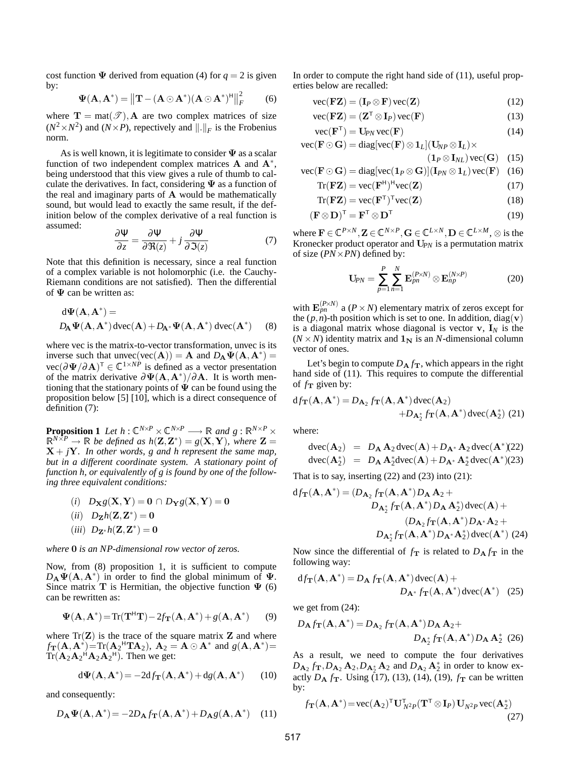cost function $\mathbf{\Psi}$ derived from equation (4) for $q = 2$ is given by:

$$\mathbf{\Psi}(\mathbf{A}, \mathbf{A}^*) = \left\|\mathbf{T} - (\mathbf{A} \odot \mathbf{A}^*)(\mathbf{A} \odot \mathbf{A}^*)^{\mathsf{H}}\right\|_F^2 \qquad (6)$$

where $\mathbf{T} = \text{mat}(\mathscr{T}), \mathbf{A}$ are two complex matrices of size $(N^2 \times N^2)$ and $(N \times P)$, repectively and $\|.\|_F$ is the Frobenius norm.

As is well known, it is legitimate to consider $\mathbf{\Psi}$ as a scalar function of two independent complex matrices $\mathbf{A}$ and $\mathbf{A}^*$, being understood that this view gives a rule of thumb to calculate the derivatives. In fact, considering $\mathbf{\Psi}$ as a function of the real and imaginary parts of $\mathbf{A}$ would be mathematically sound, but would lead to exactly the same result, if the definition below of the complex derivative of a real function is assumed:

$$\frac{\partial \Psi}{\partial z} = \frac{\partial \Psi}{\partial \Re(z)} + j\,\frac{\partial \Psi}{\partial \Im(z)} \qquad (7)$$

Note that this definition is necessary, since a real function of a complex variable is not holomorphic (i.e. the Cauchy-Riemann conditions are not satisfied). Then the differential of $\mathbf{\Psi}$ can be written as:

$$\mathrm{d}\mathbf{\Psi}(\mathbf{A}, \mathbf{A}^*) = D_{\mathbf{A}}\mathbf{\Psi}(\mathbf{A}, \mathbf{A}^*)\,\mathrm{dvec}(\mathbf{A}) + D_{\mathbf{A}^*}\mathbf{\Psi}(\mathbf{A}, \mathbf{A}^*)\,\mathrm{dvec}(\mathbf{A}^*) \qquad (8)$$

where vec is the matrix-to-vector transformation, unvec is its inverse such that $\text{unvec}(\text{vec}(\mathbf{A})) = \mathbf{A}$ and $D_{\mathbf{A}}\mathbf{\Psi}(\mathbf{A}, \mathbf{A}^*) = \text{vec}(\partial \mathbf{\Psi}/\partial \mathbf{A})^{\mathsf{T}} \in \mathbb{C}^{1 \times NP}$ is defined as a vector presentation of the matrix derivative $\partial \mathbf{\Psi}(\mathbf{A}, \mathbf{A}^*)/\partial \mathbf{A}$. It is worth mentioning that the stationary points of $\mathbf{\Psi}$ can be found using the proposition below [5] [10], which is a direct consequence of definition (7):

**Proposition 1** *Let $h : \mathbb{C}^{N \times P} \times \mathbb{C}^{N \times P} \longrightarrow \mathbb{R}$ and $g : \mathbb{R}^{N \times P} \times \mathbb{R}^{N \times P} \rightarrow \mathbb{R}$ be defined as $h(\mathbf{Z}, \mathbf{Z}^*) = g(\mathbf{X}, \mathbf{Y})$, where $\mathbf{Z} = \mathbf{X} + j\mathbf{Y}$. In other words, g and h represent the same map, but in a different coordinate system. A stationary point of function h, or equivalently of g is found by one of the following three equivalent conditions:*

$(i) \;\; D_{\mathbf{X}}g(\mathbf{X}, \mathbf{Y}) = \mathbf{0} \cap D_{\mathbf{Y}}g(\mathbf{X}, \mathbf{Y}) = \mathbf{0}$

$(ii) \;\; D_{\mathbf{Z}}h(\mathbf{Z}, \mathbf{Z}^*) = \mathbf{0}$

$(iii) \;\; D_{\mathbf{Z}^*}h(\mathbf{Z}, \mathbf{Z}^*) = \mathbf{0}$

*where $\mathbf{0}$ is an NP-dimensional row vector of zeros.*

Now, from (8) proposition 1, it is sufficient to compute $D_{\mathbf{A}}\mathbf{\Psi}(\mathbf{A}, \mathbf{A}^*)$ in order to find the global minimum of $\mathbf{\Psi}$. Since matrix $\mathbf{T}$ is Hermitian, the objective function $\mathbf{\Psi}$ (6) can be rewritten as:

$$\mathbf{\Psi}(\mathbf{A}, \mathbf{A}^*) = \text{Tr}(\mathbf{T}^{\mathsf{H}}\mathbf{T}) - 2f_{\mathbf{T}}(\mathbf{A}, \mathbf{A}^*) + g(\mathbf{A}, \mathbf{A}^*) \qquad (9)$$

where $\text{Tr}(\mathbf{Z})$ is the trace of the square matrix $\mathbf{Z}$ and where $f_{\mathbf{T}}(\mathbf{A}, \mathbf{A}^*) = \text{Tr}(\mathbf{A}_2{}^{\mathsf{H}}\mathbf{T}\mathbf{A}_2)$, $\mathbf{A}_2 = \mathbf{A} \odot \mathbf{A}^*$ and $g(\mathbf{A}, \mathbf{A}^*) = \text{Tr}(\mathbf{A}_2\mathbf{A}_2{}^{\mathsf{H}}\mathbf{A}_2\mathbf{A}_2{}^{\mathsf{H}})$. Then we get:

$$\mathrm{d}\mathbf{\Psi}(\mathbf{A}, \mathbf{A}^*) = -2\mathrm{d}f_{\mathbf{T}}(\mathbf{A}, \mathbf{A}^*) + \mathrm{d}g(\mathbf{A}, \mathbf{A}^*) \qquad (10)$$

and consequently:

$$D_{\mathbf{A}}\mathbf{\Psi}(\mathbf{A}, \mathbf{A}^*) = -2D_{\mathbf{A}}f_{\mathbf{T}}(\mathbf{A}, \mathbf{A}^*) + D_{\mathbf{A}}g(\mathbf{A}, \mathbf{A}^*) \qquad (11)$$

In order to compute the right hand side of (11), useful properties below are recalled:

$$\text{vec}(\mathbf{F}\mathbf{Z}) = (\mathbf{I}_P \otimes \mathbf{F})\,\text{vec}(\mathbf{Z}) \qquad (12)$$

$$\text{vec}(\mathbf{F}\mathbf{Z}) = (\mathbf{Z}^{\mathsf{T}} \otimes \mathbf{I}_P)\,\text{vec}(\mathbf{F}) \qquad (13)$$

$$\text{vec}(\mathbf{F}^{\mathsf{T}}) = \mathbf{U}_{PN}\,\text{vec}(\mathbf{F}) \qquad (14)$$

$$\text{vec}(\mathbf{F} \odot \mathbf{G}) = \text{diag}[\text{vec}(\mathbf{F}) \otimes \mathbf{1}_L](\mathbf{U}_{NP} \otimes \mathbf{I}_L) \times (\mathbf{1}_P \otimes \mathbf{I}_{NL})\,\text{vec}(\mathbf{G}) \qquad (15)$$

$$\text{vec}(\mathbf{F} \odot \mathbf{G}) = \text{diag}[\text{vec}(\mathbf{1}_P \otimes \mathbf{G})](\mathbf{I}_{PN} \otimes \mathbf{1}_L)\,\text{vec}(\mathbf{F}) \qquad (16)$$

$$\text{Tr}(\mathbf{F}\mathbf{Z}) = \text{vec}(\mathbf{F}^{\mathsf{H}})^{\mathsf{H}}\text{vec}(\mathbf{Z}) \qquad (17)$$

$$\text{Tr}(\mathbf{F}\mathbf{Z}) = \text{vec}(\mathbf{F}^{\mathsf{T}})^{\mathsf{T}}\text{vec}(\mathbf{Z}) \qquad (18)$$

$$(\mathbf{F} \otimes \mathbf{D})^{\mathsf{T}} = \mathbf{F}^{\mathsf{T}} \otimes \mathbf{D}^{\mathsf{T}} \qquad (19)$$

where $\mathbf{F} \in \mathbb{C}^{P \times N}, \mathbf{Z} \in \mathbb{C}^{N \times P}, \mathbf{G} \in \mathbb{C}^{L \times N}, \mathbf{D} \in \mathbb{C}^{L \times M}$, $\otimes$ is the Kronecker product operator and $\mathbf{U}_{PN}$ is a permutation matrix of size $(PN \times PN)$ defined by:

$$\mathbf{U}_{PN} = \sum_{p=1}^{P}\sum_{n=1}^{N}\mathbf{E}_{pn}^{(P \times N)} \otimes \mathbf{E}_{np}^{(N \times P)} \qquad (20)$$

with $\mathbf{E}_{pn}^{(P \times N)}$ a $(P \times N)$ elementary matrix of zeros except for the $(p, n)$-th position which is set to one. In addition, $\text{diag}(\mathbf{v})$ is a diagonal matrix whose diagonal is vector $\mathbf{v}$, $\mathbf{I}_N$ is the $(N \times N)$ identity matrix and $\mathbf{1_N}$ is an $N$-dimensional column vector of ones.

Let's begin to compute $D_{\mathbf{A}}f_{\mathbf{T}}$, which appears in the right hand side of (11). This requires to compute the differential of $f_{\mathbf{T}}$ given by:

$$\mathrm{d}f_{\mathbf{T}}(\mathbf{A}, \mathbf{A}^*) = D_{\mathbf{A}_2}\,f_{\mathbf{T}}(\mathbf{A}, \mathbf{A}^*)\,\mathrm{dvec}(\mathbf{A}_2) + D_{\mathbf{A}_2^*}\,f_{\mathbf{T}}(\mathbf{A}, \mathbf{A}^*)\,\mathrm{dvec}(\mathbf{A}_2^*) \qquad (21)$$

where:

$$\mathrm{dvec}(\mathbf{A}_2) = D_{\mathbf{A}}\,\mathbf{A}_2\,\mathrm{dvec}(\mathbf{A}) + D_{\mathbf{A}^*}\,\mathbf{A}_2\,\mathrm{dvec}(\mathbf{A}^*) \qquad (22)$$

$$\mathrm{dvec}(\mathbf{A}_2^*) = D_{\mathbf{A}}\,\mathbf{A}_2^*\mathrm{dvec}(\mathbf{A}) + D_{\mathbf{A}^*}\,\mathbf{A}_2^*\,\mathrm{dvec}(\mathbf{A}^*) \qquad (23)$$

That is to say, inserting (22) and (23) into (21):

$$\begin{aligned}\mathrm{d}f_{\mathbf{T}}(\mathbf{A}, \mathbf{A}^*) = {} & (D_{\mathbf{A}_2}\,f_{\mathbf{T}}(\mathbf{A}, \mathbf{A}^*)D_{\mathbf{A}}\,\mathbf{A}_2 + D_{\mathbf{A}_2^*}\,f_{\mathbf{T}}(\mathbf{A}, \mathbf{A}^*)\,D_{\mathbf{A}}\,\mathbf{A}_2^*)\,\mathrm{dvec}(\mathbf{A}) + \\ & (D_{\mathbf{A}_2}f_{\mathbf{T}}(\mathbf{A}, \mathbf{A}^*)D_{\mathbf{A}^*}\mathbf{A}_2 + D_{\mathbf{A}_2^*}f_{\mathbf{T}}(\mathbf{A}, \mathbf{A}^*)D_{\mathbf{A}^*}\mathbf{A}_2^*)\,\mathrm{dvec}(\mathbf{A}^*)\end{aligned} \qquad (24)$$

Now since the differential of $f_{\mathbf{T}}$ is related to $D_{\mathbf{A}}f_{\mathbf{T}}$ in the following way:

$$\mathrm{d}f_{\mathbf{T}}(\mathbf{A}, \mathbf{A}^*) = D_{\mathbf{A}}\,f_{\mathbf{T}}(\mathbf{A}, \mathbf{A}^*)\,\mathrm{dvec}(\mathbf{A}) + D_{\mathbf{A}^*}\,f_{\mathbf{T}}(\mathbf{A}, \mathbf{A}^*)\,\mathrm{dvec}(\mathbf{A}^*) \qquad (25)$$

we get from (24):

$$D_{\mathbf{A}}\,f_{\mathbf{T}}(\mathbf{A}, \mathbf{A}^*) = D_{\mathbf{A}_2}\,f_{\mathbf{T}}(\mathbf{A}, \mathbf{A}^*)\,D_{\mathbf{A}}\,\mathbf{A}_2 + D_{\mathbf{A}_2^*}\,f_{\mathbf{T}}(\mathbf{A}, \mathbf{A}^*)\,D_{\mathbf{A}}\,\mathbf{A}_2^* \qquad (26)$$

As a result, we need to compute the four derivatives $D_{\mathbf{A}_2}\,f_{\mathbf{T}}, D_{\mathbf{A}_2}\,\mathbf{A}_2, D_{\mathbf{A}_2^*}\,\mathbf{A}_2$ and $D_{\mathbf{A}_2}\,\mathbf{A}_2^*$ in order to know exactly $D_{\mathbf{A}}\,f_{\mathbf{T}}$. Using (17), (13), (14), (19), $f_{\mathbf{T}}$ can be written by:

$$f_{\mathbf{T}}(\mathbf{A}, \mathbf{A}^*) = \text{vec}(\mathbf{A}_2)^{\mathsf{T}}\mathbf{U}_{N^2P}^{\mathsf{T}}(\mathbf{T}^{\mathsf{T}} \otimes \mathbf{I}_P)\,\mathbf{U}_{N^2P}\,\text{vec}(\mathbf{A}_2^*) \qquad (27)$$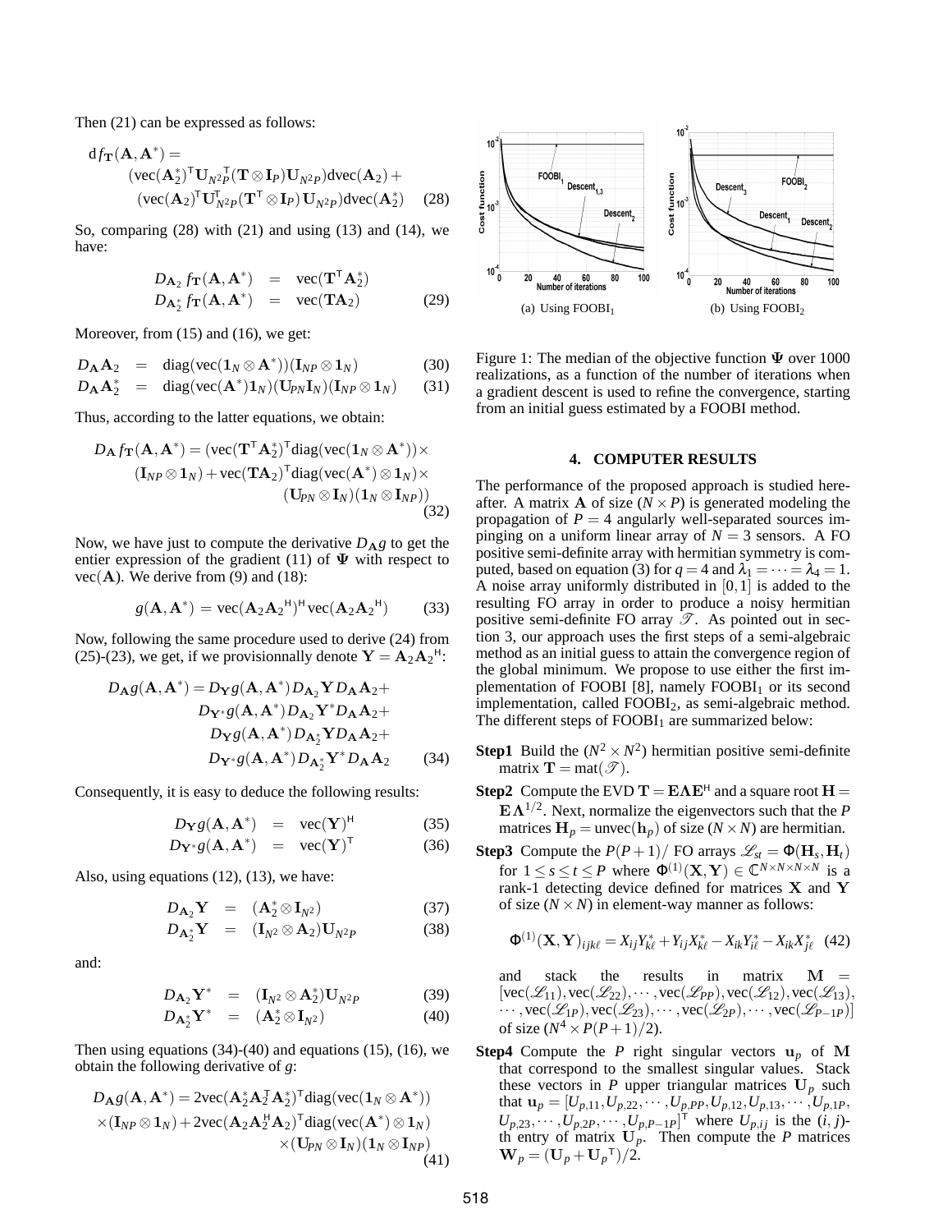Then (21) can be expressed as follows:

$$
\begin{aligned}
\mathrm{d} f_{\mathbf{T}}(\mathbf{A},\mathbf{A}^*) = \\
&(\mathrm{vec}(\mathbf{A}_2^*)^{\mathsf{T}}\mathbf{U}_{N^2P}^{\mathsf{T}}(\mathbf{T}\otimes\mathbf{I}_P)\mathbf{U}_{N^2P})\mathrm{dvec}(\mathbf{A}_2)+ \\
&(\mathrm{vec}(\mathbf{A}_2)^{\mathsf{T}}\mathbf{U}_{N^2P}^{\mathsf{T}}(\mathbf{T}^{\mathsf{T}}\otimes\mathbf{I}_P)\,\mathbf{U}_{N^2P})\mathrm{dvec}(\mathbf{A}_2^*) \qquad (28)
\end{aligned}
$$

So, comparing (28) with (21) and using (13) and (14), we have:

$$
\begin{aligned}
D_{\mathbf{A}_2} f_{\mathbf{T}}(\mathbf{A},\mathbf{A}^*) &= \mathrm{vec}(\mathbf{T}^{\mathsf{T}}\mathbf{A}_2^*) \\
D_{\mathbf{A}_2^*} f_{\mathbf{T}}(\mathbf{A},\mathbf{A}^*) &= \mathrm{vec}(\mathbf{T}\mathbf{A}_2) \qquad (29)
\end{aligned}
$$

Moreover, from (15) and (16), we get:

$$
\begin{aligned}
D_{\mathbf{A}}\mathbf{A}_2 &= \mathrm{diag}(\mathrm{vec}(\mathbf{1}_N\otimes\mathbf{A}^*))(\mathbf{I}_{NP}\otimes\mathbf{1}_N) \qquad (30)\\
D_{\mathbf{A}}\mathbf{A}_2^* &= \mathrm{diag}(\mathrm{vec}(\mathbf{A}^*)\mathbf{1}_N)(\mathbf{U}_{PN}\mathbf{I}_N)(\mathbf{I}_{NP}\otimes\mathbf{1}_N) \qquad (31)
\end{aligned}
$$

Thus, according to the latter equations, we obtain:

$$
\begin{aligned}
D_{\mathbf{A}} f_{\mathbf{T}}(\mathbf{A},\mathbf{A}^*) = (\mathrm{vec}(\mathbf{T}^{\mathsf{T}}\mathbf{A}_2^*)^{\mathsf{T}}\mathrm{diag}(\mathrm{vec}(\mathbf{1}_N\otimes\mathbf{A}^*))\times \\
(\mathbf{I}_{NP}\otimes\mathbf{1}_N)+\mathrm{vec}(\mathbf{T}\mathbf{A}_2)^{\mathsf{T}}\mathrm{diag}(\mathrm{vec}(\mathbf{A}^*)\otimes\mathbf{1}_N)\times \\
(\mathbf{U}_{PN}\otimes\mathbf{I}_N)(\mathbf{1}_N\otimes\mathbf{I}_{NP})) \qquad (32)
\end{aligned}
$$

Now, we have just to compute the derivative $D_{\mathbf{A}}g$ to get the entier expression of the gradient (11) of $\mathbf{\Psi}$ with respect to $\mathrm{vec}(\mathbf{A})$. We derive from (9) and (18):

$$
g(\mathbf{A},\mathbf{A}^*) = \mathrm{vec}(\mathbf{A}_2{\mathbf{A}_2}^{\mathsf{H}})^{\mathsf{H}}\,\mathrm{vec}(\mathbf{A}_2{\mathbf{A}_2}^{\mathsf{H}}) \qquad (33)
$$

Now, following the same procedure used to derive (24) from (25)-(23), we get, if we provisionnally denote $\mathbf{Y}=\mathbf{A}_2{\mathbf{A}_2}^{\mathsf{H}}$:

$$
\begin{aligned}
D_{\mathbf{A}}g(\mathbf{A},\mathbf{A}^*) = D_{\mathbf{Y}}g(\mathbf{A},\mathbf{A}^*)\,D_{\mathbf{A}_2}\mathbf{Y}\,D_{\mathbf{A}}\mathbf{A}_2+ \\
D_{\mathbf{Y}^*}g(\mathbf{A},\mathbf{A}^*)\,D_{\mathbf{A}_2}\mathbf{Y}^*D_{\mathbf{A}}\mathbf{A}_2+ \\
D_{\mathbf{Y}}g(\mathbf{A},\mathbf{A}^*)\,D_{\mathbf{A}_2^*}\mathbf{Y}D_{\mathbf{A}}\mathbf{A}_2+ \\
D_{\mathbf{Y}^*}g(\mathbf{A},\mathbf{A}^*)\,D_{\mathbf{A}_2^*}\mathbf{Y}^*D_{\mathbf{A}}\mathbf{A}_2 \qquad (34)
\end{aligned}
$$

Consequently, it is easy to deduce the following results:

$$
\begin{aligned}
D_{\mathbf{Y}}g(\mathbf{A},\mathbf{A}^*) &= \mathrm{vec}(\mathbf{Y})^{\mathsf{H}} \qquad (35)\\
D_{\mathbf{Y}^*}g(\mathbf{A},\mathbf{A}^*) &= \mathrm{vec}(\mathbf{Y})^{\mathsf{T}} \qquad (36)
\end{aligned}
$$

Also, using equations (12), (13), we have:

$$
\begin{aligned}
D_{\mathbf{A}_2}\mathbf{Y} &= (\mathbf{A}_2^*\otimes\mathbf{I}_{N^2}) \qquad (37)\\
D_{\mathbf{A}_2^*}\mathbf{Y} &= (\mathbf{I}_{N^2}\otimes\mathbf{A}_2)\mathbf{U}_{N^2P} \qquad (38)
\end{aligned}
$$

and:

$$
\begin{aligned}
D_{\mathbf{A}_2}\mathbf{Y}^* &= (\mathbf{I}_{N^2}\otimes\mathbf{A}_2^*)\mathbf{U}_{N^2P} \qquad (39)\\
D_{\mathbf{A}_2^*}\mathbf{Y}^* &= (\mathbf{A}_2^*\otimes\mathbf{I}_{N^2}) \qquad (40)
\end{aligned}
$$

Then using equations (34)-(40) and equations (15), (16), we obtain the following derivative of $g$:

$$
\begin{aligned}
D_{\mathbf{A}}g(\mathbf{A},\mathbf{A}^*) = 2\mathrm{vec}(\mathbf{A}_2^*\mathbf{A}_2^{\mathsf{T}}\mathbf{A}_2^*)^{\mathsf{T}}\mathrm{diag}(\mathrm{vec}(\mathbf{1}_N\otimes\mathbf{A}^*)) \\
\times(\mathbf{I}_{NP}\otimes\mathbf{1}_N)+2\mathrm{vec}(\mathbf{A}_2\mathbf{A}_2^{\mathsf{H}}\mathbf{A}_2)^{\mathsf{T}}\mathrm{diag}(\mathrm{vec}(\mathbf{A}^*)\otimes\mathbf{1}_N) \\
\times(\mathbf{U}_{PN}\otimes\mathbf{I}_N)(\mathbf{1}_N\otimes\mathbf{I}_{NP}) \qquad (41)
\end{aligned}
$$

(a) Using FOOBI$_1$ (b) Using FOOBI$_2$

Figure 1: The median of the objective function $\mathbf{\Psi}$ over 1000 realizations, as a function of the number of iterations when a gradient descent is used to refine the convergence, starting from an initial guess estimated by a FOOBI method.

## 4. COMPUTER RESULTS

The performance of the proposed approach is studied hereafter. A matrix $\mathbf{A}$ of size $(N\times P)$ is generated modeling the propagation of $P=4$ angularly well-separated sources impinging on a uniform linear array of $N=3$ sensors. A FO positive semi-definite array with hermitian symmetry is computed, based on equation (3) for $q=4$ and $\lambda_1=\cdots=\lambda_4=1$. A noise array uniformly distributed in $[0,1]$ is added to the resulting FO array in order to produce a noisy hermitian positive semi-definite FO array $\mathscr{T}$. As pointed out in section 3, our approach uses the first steps of a semi-algebraic method as an initial guess to attain the convergence region of the global minimum. We propose to use either the first implementation of FOOBI [8], namely FOOBI$_1$ or its second implementation, called FOOBI$_2$, as semi-algebraic method. The different steps of FOOBI$_1$ are summarized below:

**Step1** Build the $(N^2\times N^2)$ hermitian positive semi-definite matrix $\mathbf{T}=\mathrm{mat}(\mathscr{T})$.

**Step2** Compute the EVD $\mathbf{T}=\mathbf{E}\mathbf{\Lambda}\mathbf{E}^{\mathsf{H}}$ and a square root $\mathbf{H}=\mathbf{E}\mathbf{\Lambda}^{1/2}$. Next, normalize the eigenvectors such that the $P$ matrices $\mathbf{H}_p=\mathrm{unvec}(\mathbf{h}_p)$ of size $(N\times N)$ are hermitian.

**Step3** Compute the $P(P+1)/$ FO arrays $\mathscr{L}_{st}=\Phi(\mathbf{H}_s,\mathbf{H}_t)$ for $1\leq s\leq t\leq P$ where $\Phi^{(1)}(\mathbf{X},\mathbf{Y})\in\mathbb{C}^{N\times N\times N\times N}$ is a rank-1 detecting device defined for matrices $\mathbf{X}$ and $\mathbf{Y}$ of size $(N\times N)$ in element-way manner as follows:

$$
\Phi^{(1)}(\mathbf{X},\mathbf{Y})_{ijk\ell}=X_{ij}Y_{k\ell}^*+Y_{ij}X_{k\ell}^*-X_{ik}Y_{i\ell}^*-X_{ik}X_{j\ell}^* \qquad (42)
$$

and stack the results in matrix $\mathbf{M}=[\mathrm{vec}(\mathscr{L}_{11}),\mathrm{vec}(\mathscr{L}_{22}),\cdots,\mathrm{vec}(\mathscr{L}_{PP}),\mathrm{vec}(\mathscr{L}_{12}),\mathrm{vec}(\mathscr{L}_{13}),\cdots,\mathrm{vec}(\mathscr{L}_{1P}),\mathrm{vec}(\mathscr{L}_{23}),\cdots,\mathrm{vec}(\mathscr{L}_{2P}),\cdots,\mathrm{vec}(\mathscr{L}_{P-1P})]$ of size $(N^4\times P(P+1)/2)$.

**Step4** Compute the $P$ right singular vectors $\mathbf{u}_p$ of $\mathbf{M}$ that correspond to the smallest singular values. Stack these vectors in $P$ upper triangular matrices $\mathbf{U}_p$ such that $\mathbf{u}_p=[U_{p,11},U_{p,22},\cdots,U_{p,PP},U_{p,12},U_{p,13},\cdots,U_{p,1P},U_{p,23},\cdots,U_{p,2P},\cdots,U_{p,P-1P}]^{\mathsf{T}}$ where $U_{p,ij}$ is the $(i,j)$-th entry of matrix $\mathbf{U}_p$. Then compute the $P$ matrices $\mathbf{W}_p=(\mathbf{U}_p+{\mathbf{U}_p}^{\mathsf{T}})/2$.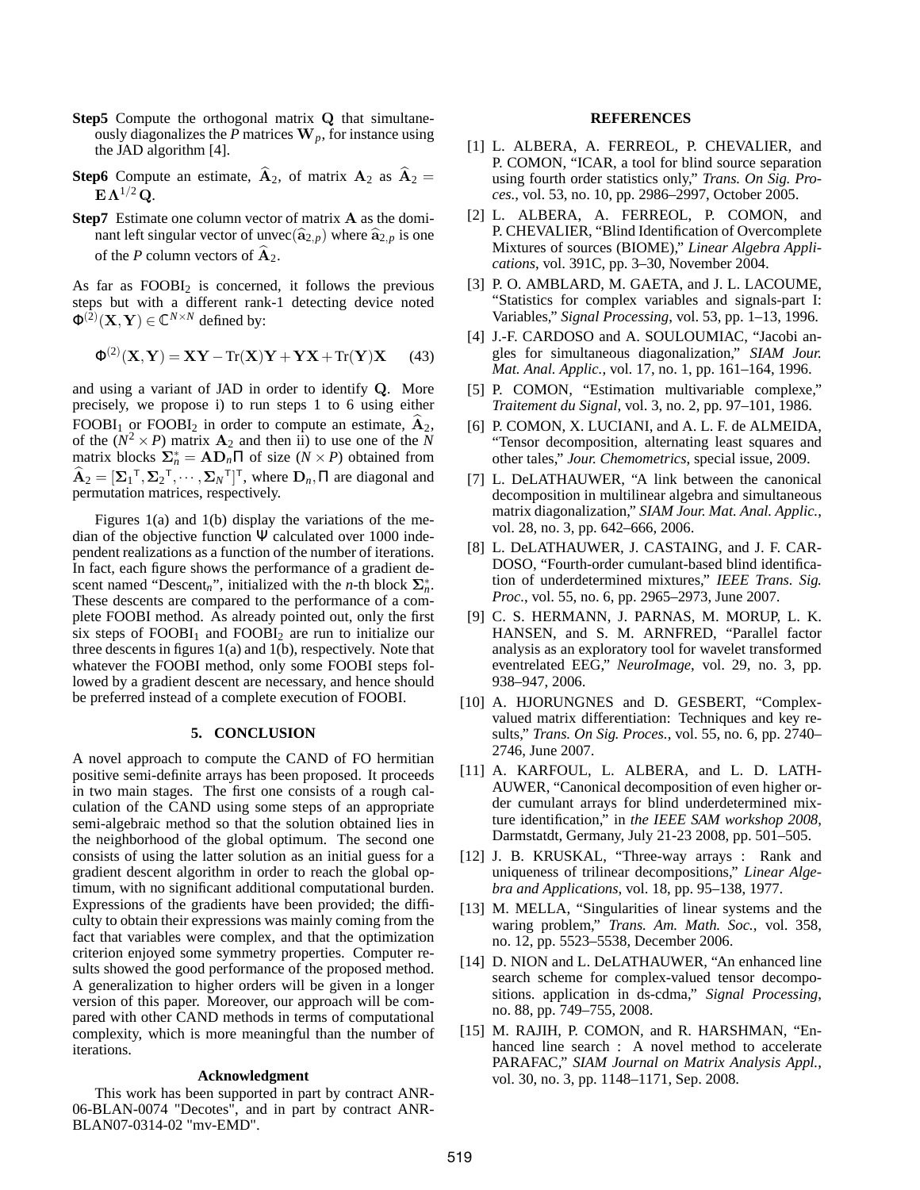**Step5** Compute the orthogonal matrix $\mathbf{Q}$ that simultaneously diagonalizes the $P$ matrices $\mathbf{W}_p$, for instance using the JAD algorithm [4].

**Step6** Compute an estimate, $\widehat{\mathbf{A}}_2$, of matrix $\mathbf{A}_2$ as $\widehat{\mathbf{A}}_2 = \mathbf{E}\boldsymbol{\Lambda}^{1/2}\mathbf{Q}$.

**Step7** Estimate one column vector of matrix $\mathbf{A}$ as the dominant left singular vector of unvec$(\widehat{\mathbf{a}}_{2,p})$ where $\widehat{\mathbf{a}}_{2,p}$ is one of the $P$ column vectors of $\widehat{\mathbf{A}}_2$.

As far as FOOBI$_2$ is concerned, it follows the previous steps but with a different rank-1 detecting device noted $\Phi^{(2)}(\mathbf{X},\mathbf{Y}) \in \mathbb{C}^{N\times N}$ defined by:

$$\Phi^{(2)}(\mathbf{X},\mathbf{Y}) = \mathbf{X}\mathbf{Y} - \mathrm{Tr}(\mathbf{X})\mathbf{Y} + \mathbf{Y}\mathbf{X} + \mathrm{Tr}(\mathbf{Y})\mathbf{X} \qquad (43)$$

and using a variant of JAD in order to identify $\mathbf{Q}$. More precisely, we propose i) to run steps 1 to 6 using either FOOBI$_1$ or FOOBI$_2$ in order to compute an estimate, $\widehat{\mathbf{A}}_2$, of the $(N^2 \times P)$ matrix $\mathbf{A}_2$ and then ii) to use one of the $N$ matrix blocks $\boldsymbol{\Sigma}_n^* = \mathbf{A}\mathbf{D}_n\Pi$ of size $(N \times P)$ obtained from $\widehat{\mathbf{A}}_2 = [\boldsymbol{\Sigma}_1{}^{\mathsf{T}}, \boldsymbol{\Sigma}_2{}^{\mathsf{T}}, \cdots, \boldsymbol{\Sigma}_N{}^{\mathsf{T}}]^{\mathsf{T}}$, where $\mathbf{D}_n, \Pi$ are diagonal and permutation matrices, respectively.

Figures 1(a) and 1(b) display the variations of the median of the objective function $\Psi$ calculated over 1000 independent realizations as a function of the number of iterations. In fact, each figure shows the performance of a gradient descent named "Descent$_n$", initialized with the $n$-th block $\boldsymbol{\Sigma}_n^*$. These descents are compared to the performance of a complete FOOBI method. As already pointed out, only the first six steps of FOOBI$_1$ and FOOBI$_2$ are run to initialize our three descents in figures 1(a) and 1(b), respectively. Note that whatever the FOOBI method, only some FOOBI steps followed by a gradient descent are necessary, and hence should be preferred instead of a complete execution of FOOBI.

## 5. CONCLUSION

A novel approach to compute the CAND of FO hermitian positive semi-definite arrays has been proposed. It proceeds in two main stages. The first one consists of a rough calculation of the CAND using some steps of an appropriate semi-algebraic method so that the solution obtained lies in the neighborhood of the global optimum. The second one consists of using the latter solution as an initial guess for a gradient descent algorithm in order to reach the global optimum, with no significant additional computational burden. Expressions of the gradients have been provided; the difficulty to obtain their expressions was mainly coming from the fact that variables were complex, and that the optimization criterion enjoyed some symmetry properties. Computer results showed the good performance of the proposed method. A generalization to higher orders will be given in a longer version of this paper. Moreover, our approach will be compared with other CAND methods in terms of computational complexity, which is more meaningful than the number of iterations.

### Acknowledgment

This work has been supported in part by contract ANR-06-BLAN-0074 "Decotes", and in part by contract ANR-BLAN07-0314-02 "mv-EMD".

## REFERENCES

[1] L. ALBERA, A. FERREOL, P. CHEVALIER, and P. COMON, "ICAR, a tool for blind source separation using fourth order statistics only," *Trans. On Sig. Proces.*, vol. 53, no. 10, pp. 2986–2997, October 2005.

[2] L. ALBERA, A. FERREOL, P. COMON, and P. CHEVALIER, "Blind Identification of Overcomplete Mixtures of sources (BIOME)," *Linear Algebra Applications*, vol. 391C, pp. 3–30, November 2004.

[3] P. O. AMBLARD, M. GAETA, and J. L. LACOUME, "Statistics for complex variables and signals-part I: Variables," *Signal Processing*, vol. 53, pp. 1–13, 1996.

[4] J.-F. CARDOSO and A. SOULOUMIAC, "Jacobi angles for simultaneous diagonalization," *SIAM Jour. Mat. Anal. Applic.*, vol. 17, no. 1, pp. 161–164, 1996.

[5] P. COMON, "Estimation multivariable complexe," *Traitement du Signal*, vol. 3, no. 2, pp. 97–101, 1986.

[6] P. COMON, X. LUCIANI, and A. L. F. de ALMEIDA, "Tensor decomposition, alternating least squares and other tales," *Jour. Chemometrics*, special issue, 2009.

[7] L. DeLATHAUWER, "A link between the canonical decomposition in multilinear algebra and simultaneous matrix diagonalization," *SIAM Jour. Mat. Anal. Applic.*, vol. 28, no. 3, pp. 642–666, 2006.

[8] L. DeLATHAUWER, J. CASTAING, and J. F. CARDOSO, "Fourth-order cumulant-based blind identification of underdetermined mixtures," *IEEE Trans. Sig. Proc.*, vol. 55, no. 6, pp. 2965–2973, June 2007.

[9] C. S. HERMANN, J. PARNAS, M. MORUP, L. K. HANSEN, and S. M. ARNFRED, "Parallel factor analysis as an exploratory tool for wavelet transformed eventrelated EEG," *NeuroImage*, vol. 29, no. 3, pp. 938–947, 2006.

[10] A. HJORUNGNES and D. GESBERT, "Complex-valued matrix differentiation: Techniques and key results," *Trans. On Sig. Proces.*, vol. 55, no. 6, pp. 2740–2746, June 2007.

[11] A. KARFOUL, L. ALBERA, and L. D. LATHAUWER, "Canonical decomposition of even higher order cumulant arrays for blind underdetermined mixture identification," in *the IEEE SAM workshop 2008*, Darmstatdt, Germany, July 21-23 2008, pp. 501–505.

[12] J. B. KRUSKAL, "Three-way arrays : Rank and uniqueness of trilinear decompositions," *Linear Algebra and Applications*, vol. 18, pp. 95–138, 1977.

[13] M. MELLA, "Singularities of linear systems and the waring problem," *Trans. Am. Math. Soc.*, vol. 358, no. 12, pp. 5523–5538, December 2006.

[14] D. NION and L. DeLATHAUWER, "An enhanced line search scheme for complex-valued tensor decompositions. application in ds-cdma," *Signal Processing*, no. 88, pp. 749–755, 2008.

[15] M. RAJIH, P. COMON, and R. HARSHMAN, "Enhanced line search : A novel method to accelerate PARAFAC," *SIAM Journal on Matrix Analysis Appl.*, vol. 30, no. 3, pp. 1148–1171, Sep. 2008.